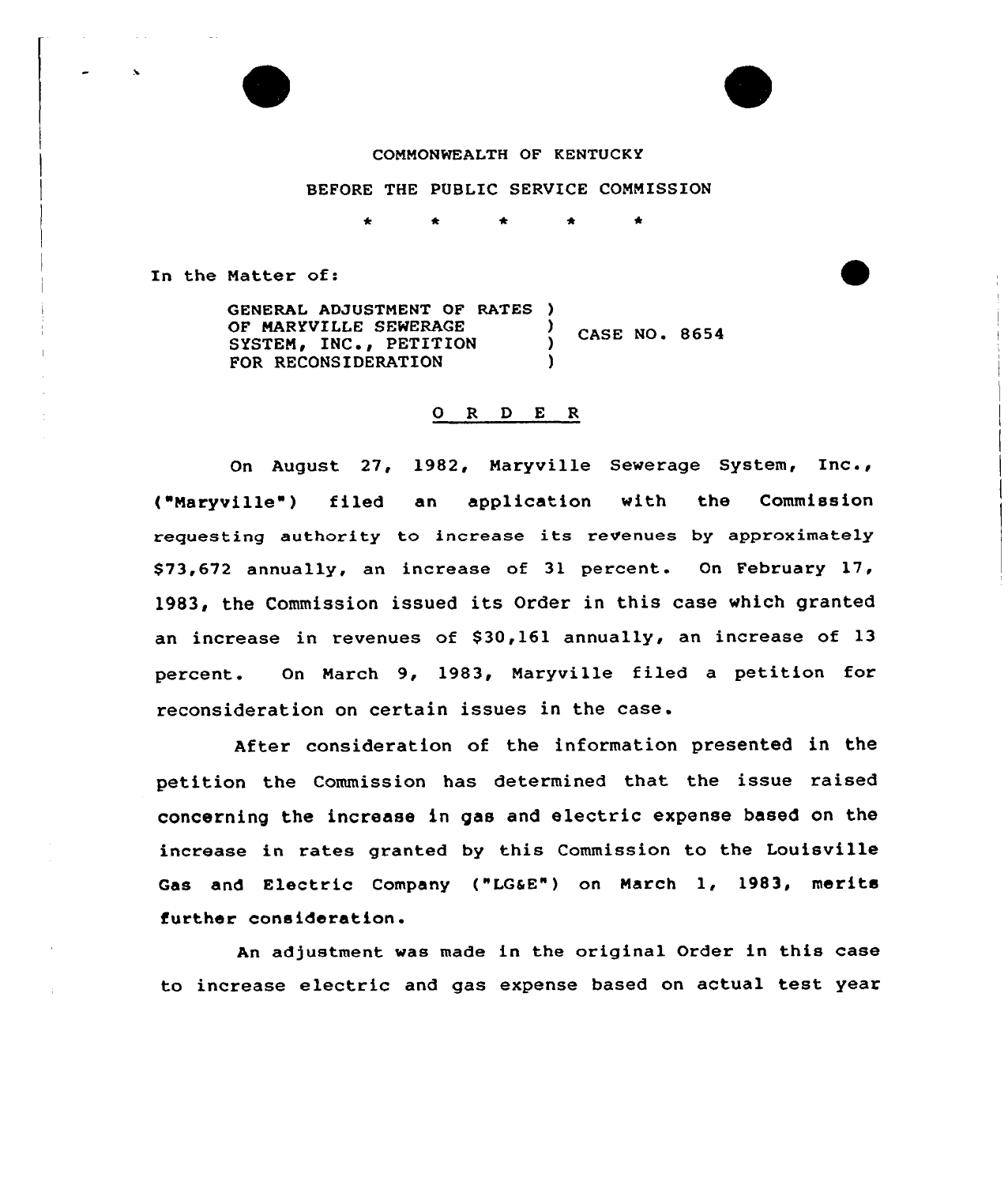COMMONWEALTH OF KENTUCKY

BEFORE THE PUBLIC SERVICE COMMISSION

\* \* \* \* \*

In the Matter of:

GENERAL ADJUSTMENT OF RATES )
OF MARYVILLE SEWERAGE )
SYSTEM, INC., PETITION ) CASE NO. 8654
FOR RECONSIDERATION )

O R D E R

On August 27, 1982, Maryville Sewerage System, Inc., ("Maryville") filed an application with the Commission requesting authority to increase its revenues by approximately $73,672 annually, an increase of 31 percent. On February 17, 1983, the Commission issued its Order in this case which granted an increase in revenues of $30,161 annually, an increase of 13 percent. On March 9, 1983, Maryville filed a petition for reconsideration on certain issues in the case.

After consideration of the information presented in the petition the Commission has determined that the issue raised concerning the increase in gas and electric expense based on the increase in rates granted by this Commission to the Louisville Gas and Electric Company ("LG&E") on March 1, 1983, merits further consideration.

An adjustment was made in the original Order in this case to increase electric and gas expense based on actual test year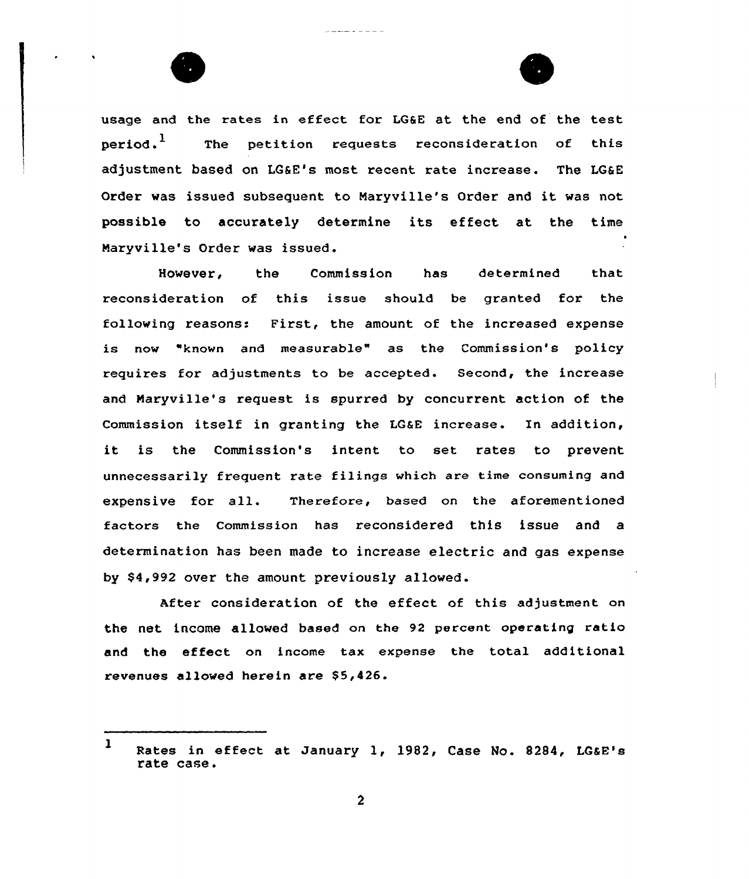usage and the rates in effect for LG&E at the end of the test period.[1] The petition requests reconsideration of this adjustment based on LG&E's most recent rate increase. The LG&E Order was issued subsequent to Maryville's Order and it was not possible to accurately determine its effect at the time Maryville's Order was issued.

However, the Commission has determined that reconsideration of this issue should be granted for the following reasons: First, the amount of the increased expense is now "known and measurable" as the Commission's policy requires for adjustments to be accepted. Second, the increase and Maryville's request is spurred by concurrent action of the Commission itself in granting the LG&E increase. In addition, it is the Commission's intent to set rates to prevent unnecessarily frequent rate filings which are time consuming and expensive for all. Therefore, based on the aforementioned factors the Commission has reconsidered this issue and a determination has been made to increase electric and gas expense by $4,992 over the amount previously allowed.

After consideration of the effect of this adjustment on the net income allowed based on the 92 percent operating ratio and the effect on income tax expense the total additional revenues allowed herein are $5,426.

---

[1] Rates in effect at January 1, 1982, Case No. 8284, LG&E's rate case.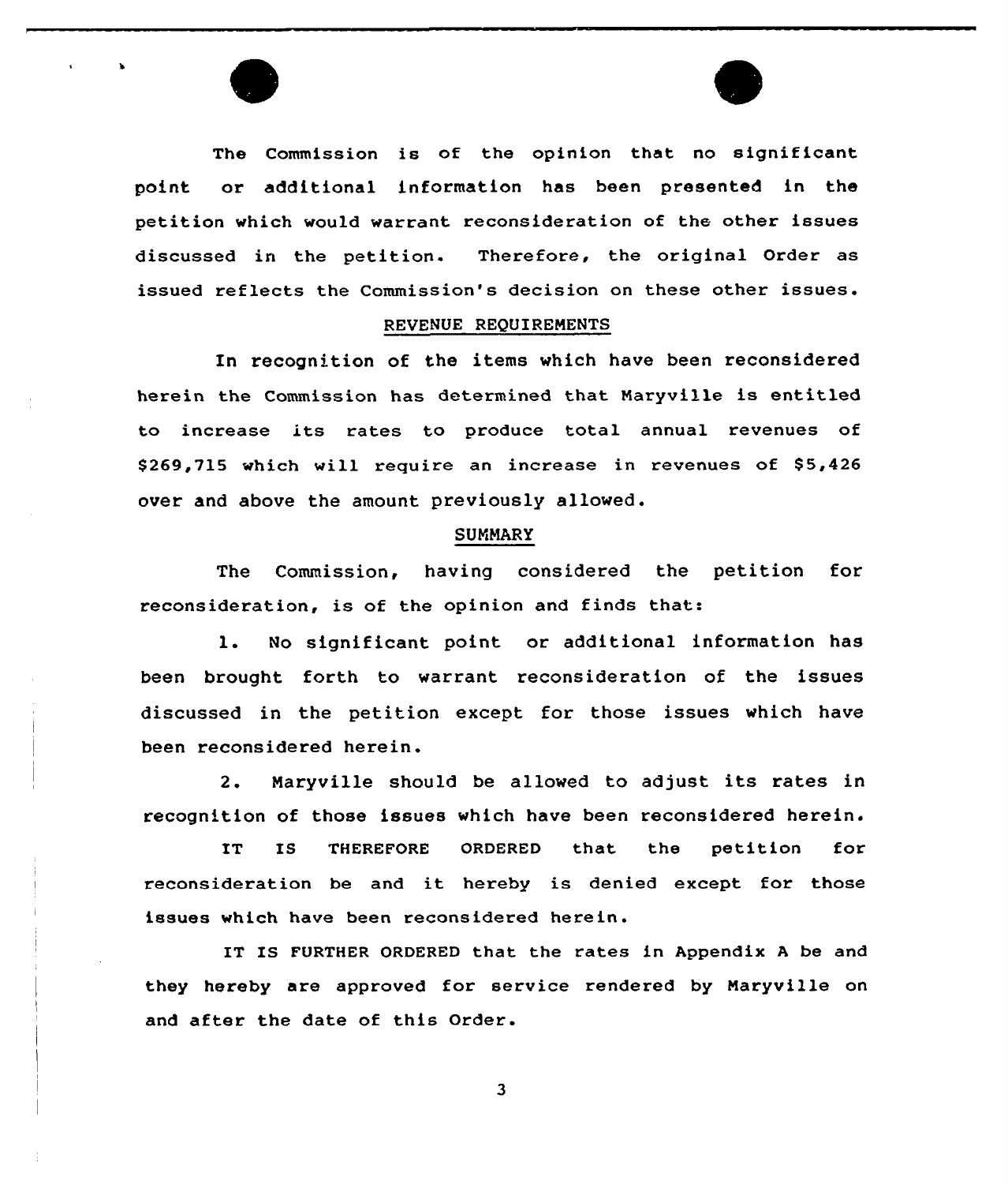The Commission is of the opinion that no significant point or additional information has been presented in the petition which would warrant reconsideration of the other issues discussed in the petition. Therefore, the original Order as issued reflects the Commission's decision on these other issues.

## REVENUE REQUIREMENTS

In recognition of the items which have been reconsidered herein the Commission has determined that Maryville is entitled to increase its rates to produce total annual revenues of $269,715 which will require an increase in revenues of $5,426 over and above the amount previously allowed.

## SUMMARY

The Commission, having considered the petition for reconsideration, is of the opinion and finds that:

1. No significant point or additional information has been brought forth to warrant reconsideration of the issues discussed in the petition except for those issues which have been reconsidered herein.

2. Maryville should be allowed to adjust its rates in recognition of those issues which have been reconsidered herein.

IT IS THEREFORE ORDERED that the petition for reconsideration be and it hereby is denied except for those issues which have been reconsidered herein.

IT IS FURTHER ORDERED that the rates in Appendix A be and they hereby are approved for service rendered by Maryville on and after the date of this Order.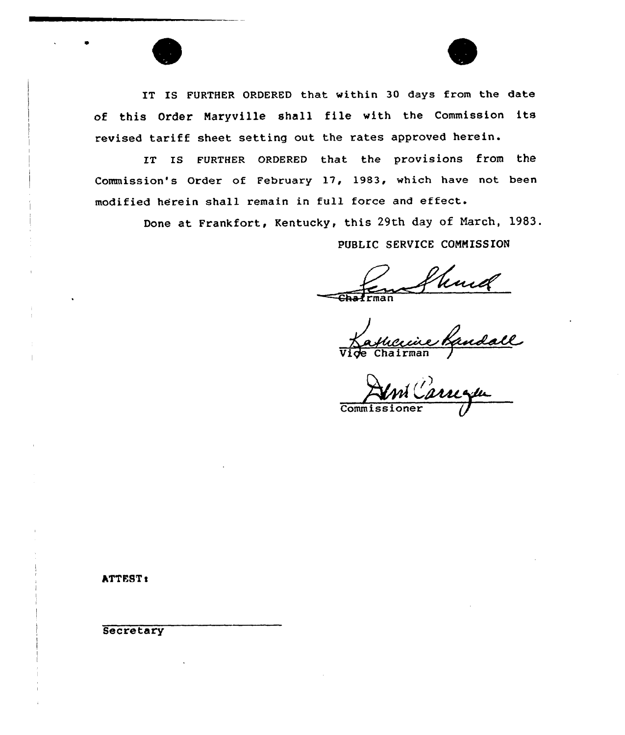IT IS FURTHER ORDERED that within 30 days from the date of this Order Maryville shall file with the Commission its revised tariff sheet setting out the rates approved herein.

IT IS FURTHER ORDERED that the provisions from the Commission's Order of February 17, 1983, which have not been modified herein shall remain in full force and effect.

Done at Frankfort, Kentucky, this 29th day of March, 1983.

PUBLIC SERVICE COMMISSION

Chairman

Vice Chairman

Commissioner

ATTEST:

Secretary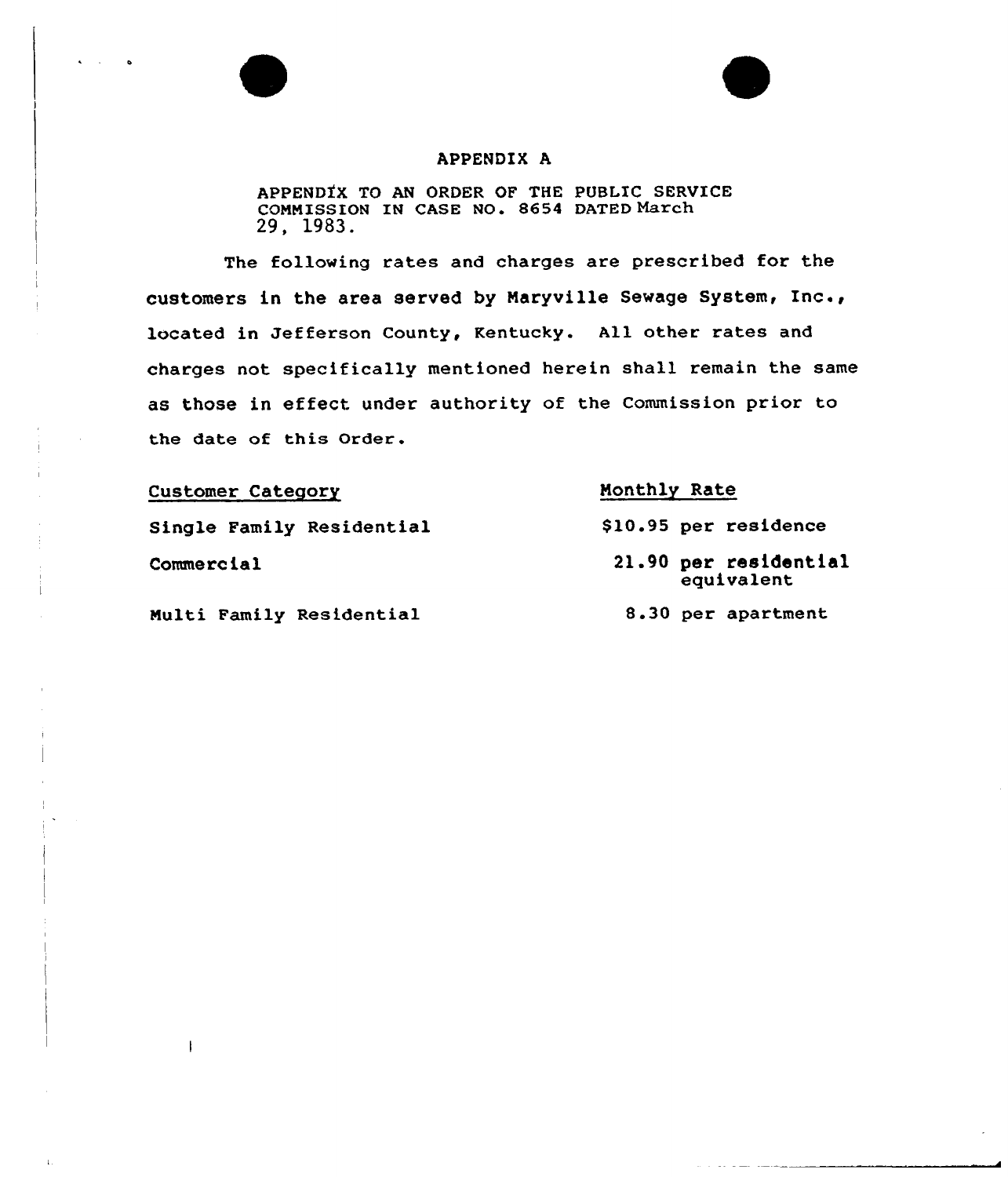# APPENDIX A

APPENDIX TO AN ORDER OF THE PUBLIC SERVICE COMMISSION IN CASE NO. 8654 DATED March 29, 1983.

The following rates and charges are prescribed for the customers in the area served by Maryville Sewage System, Inc., located in Jefferson County, Kentucky. All other rates and charges not specifically mentioned herein shall remain the same as those in effect under authority of the Commission prior to the date of this Order.

| Customer Category | Monthly Rate |
|---|---|
| Single Family Residential | $10.95 per residence |
| Commercial | 21.90 per residential equivalent |
| Multi Family Residential | 8.30 per apartment |